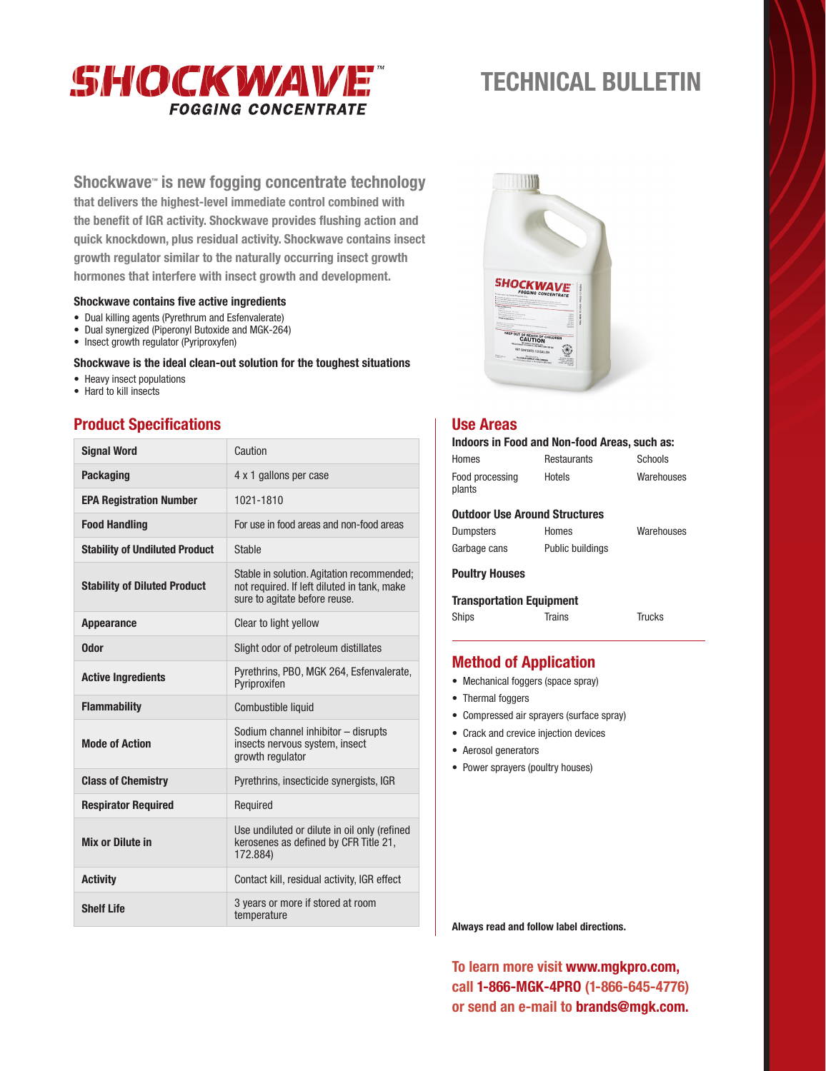# SHOCKWAVE™ FOGGING CONCENTRATE

# TECHNICAL BULLETIN

**Shockwave™ is new fogging concentrate technology that delivers the highest-level immediate control combined with the benefit of IGR activity. Shockwave provides flushing action and quick knockdown, plus residual activity. Shockwave contains insect growth regulator similar to the naturally occurring insect growth hormones that interfere with insect growth and development.**

### Shockwave contains five active ingredients

- Dual killing agents (Pyrethrum and Esfenvalerate)
- Dual synergized (Piperonyl Butoxide and MGK-264)
- Insect growth regulator (Pyriproxyfen)

### Shockwave is the ideal clean-out solution for the toughest situations

- Heavy insect populations
- Hard to kill insects

## Product Specifications

| | |
|---|---|
| **Signal Word** | Caution |
| **Packaging** | 4 x 1 gallons per case |
| **EPA Registration Number** | 1021-1810 |
| **Food Handling** | For use in food areas and non-food areas |
| **Stability of Undiluted Product** | Stable |
| **Stability of Diluted Product** | Stable in solution. Agitation recommended; not required. If left diluted in tank, make sure to agitate before reuse. |
| **Appearance** | Clear to light yellow |
| **Odor** | Slight odor of petroleum distillates |
| **Active Ingredients** | Pyrethrins, PBO, MGK 264, Esfenvalerate, Pyriproxifen |
| **Flammability** | Combustible liquid |
| **Mode of Action** | Sodium channel inhibitor – disrupts insects nervous system, insect growth regulator |
| **Class of Chemistry** | Pyrethrins, insecticide synergists, IGR |
| **Respirator Required** | Required |
| **Mix or Dilute in** | Use undiluted or dilute in oil only (refined kerosenes as defined by CFR Title 21, 172.884) |
| **Activity** | Contact kill, residual activity, IGR effect |
| **Shelf Life** | 3 years or more if stored at room temperature |

## Use Areas

### Indoors in Food and Non-food Areas, such as:

Homes, Restaurants, Schools, Food processing plants, Hotels, Warehouses

### Outdoor Use Around Structures

Dumpsters, Homes, Warehouses, Garbage cans, Public buildings

### Poultry Houses

### Transportation Equipment

Ships, Trains, Trucks

## Method of Application

- Mechanical foggers (space spray)
- Thermal foggers
- Compressed air sprayers (surface spray)
- Crack and crevice injection devices
- Aerosol generators
- Power sprayers (poultry houses)

**Always read and follow label directions.**

**To learn more visit www.mgkpro.com, call 1-866-MGK-4PRO (1-866-645-4776) or send an e-mail to brands@mgk.com.**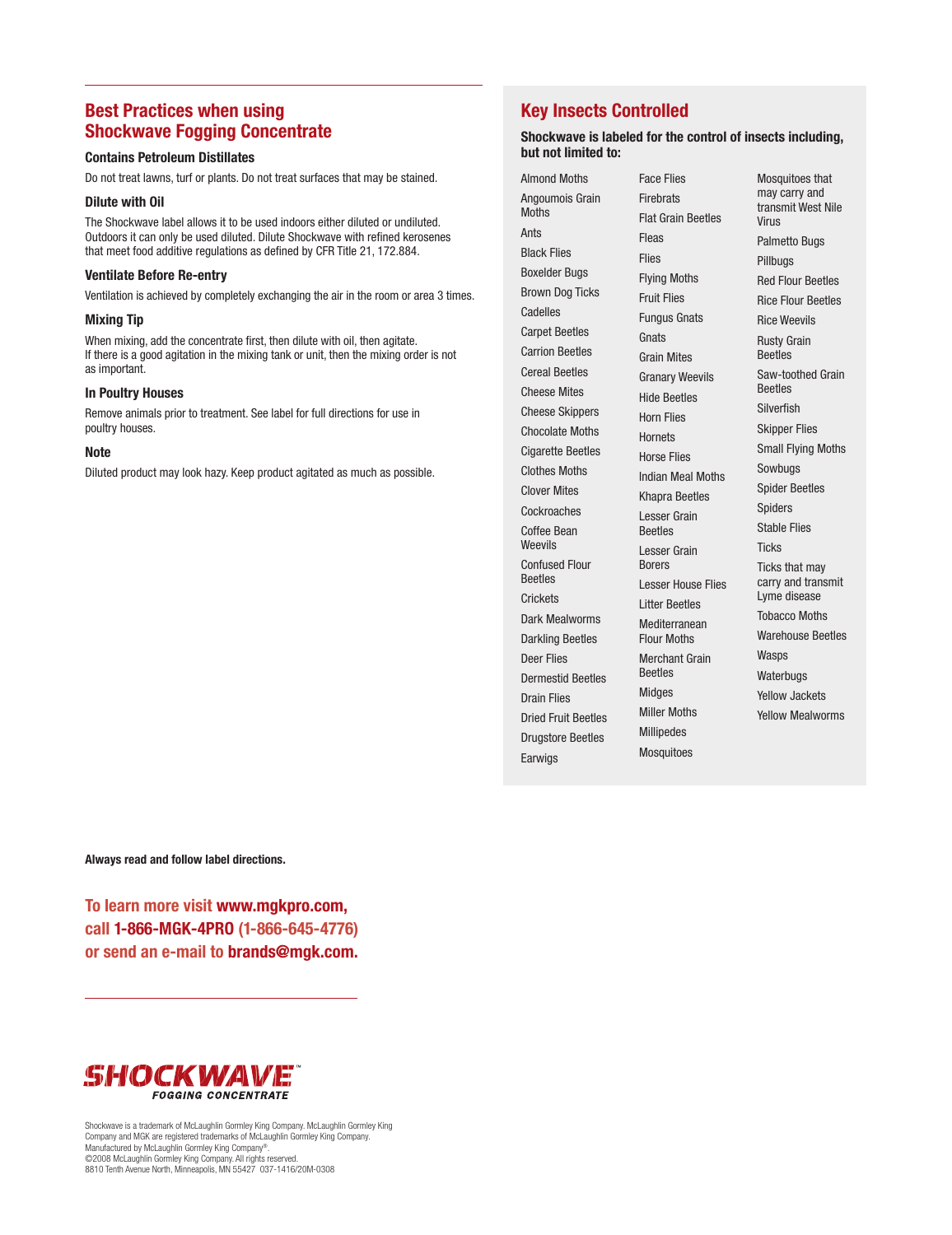## Best Practices when using Shockwave Fogging Concentrate

### Contains Petroleum Distillates

Do not treat lawns, turf or plants. Do not treat surfaces that may be stained.

### Dilute with Oil

The Shockwave label allows it to be used indoors either diluted or undiluted. Outdoors it can only be used diluted. Dilute Shockwave with refined kerosenes that meet food additive regulations as defined by CFR Title 21, 172.884.

### Ventilate Before Re-entry

Ventilation is achieved by completely exchanging the air in the room or area 3 times.

### Mixing Tip

When mixing, add the concentrate first, then dilute with oil, then agitate. If there is a good agitation in the mixing tank or unit, then the mixing order is not as important.

### In Poultry Houses

Remove animals prior to treatment. See label for full directions for use in poultry houses.

### Note

Diluted product may look hazy. Keep product agitated as much as possible.

## Key Insects Controlled

**Shockwave is labeled for the control of insects including, but not limited to:**

- Almond Moths
- Angoumois Grain Moths
- Ants
- Black Flies
- Boxelder Bugs
- Brown Dog Ticks
- Cadelles
- Carpet Beetles
- Carrion Beetles
- Cereal Beetles
- Cheese Mites
- Cheese Skippers
- Chocolate Moths
- Cigarette Beetles
- Clothes Moths
- Clover Mites
- Cockroaches
- Coffee Bean Weevils
- Confused Flour Beetles
- Crickets
- Dark Mealworms
- Darkling Beetles
- Deer Flies
- Dermestid Beetles
- Drain Flies
- Dried Fruit Beetles
- Drugstore Beetles
- Earwigs
- Face Flies
- Firebrats
- Flat Grain Beetles
- Fleas
- Flies
- Flying Moths
- Fruit Flies
- Fungus Gnats
- Gnats
- Grain Mites
- Granary Weevils
- Hide Beetles
- Horn Flies
- Hornets
- Horse Flies
- Indian Meal Moths
- Khapra Beetles
- Lesser Grain Beetles
- Lesser Grain Borers
- Lesser House Flies
- Litter Beetles
- Mediterranean Flour Moths
- Merchant Grain Beetles
- Midges
- Miller Moths
- Millipedes
- Mosquitoes
- Mosquitoes that may carry and transmit West Nile Virus
- Palmetto Bugs
- Pillbugs
- Red Flour Beetles
- Rice Flour Beetles
- Rice Weevils
- Rusty Grain Beetles
- Saw-toothed Grain Beetles
- Silverfish
- Skipper Flies
- Small Flying Moths
- Sowbugs
- Spider Beetles
- Spiders
- Stable Flies
- Ticks
- Ticks that may carry and transmit Lyme disease
- Tobacco Moths
- Warehouse Beetles
- Wasps
- Waterbugs
- Yellow Jackets
- Yellow Mealworms

**Always read and follow label directions.**

**To learn more visit www.mgkpro.com, call 1-866-MGK-4PRO (1-866-645-4776) or send an e-mail to brands@mgk.com.**

**SHOCKWAVE™**
**FOGGING CONCENTRATE**

Shockwave is a trademark of McLaughlin Gormley King Company. McLaughlin Gormley King Company and MGK are registered trademarks of McLaughlin Gormley King Company. Manufactured by McLaughlin Gormley King Company®.
©2008 McLaughlin Gormley King Company. All rights reserved.
8810 Tenth Avenue North, Minneapolis, MN 55427 037-1416/20M-0308